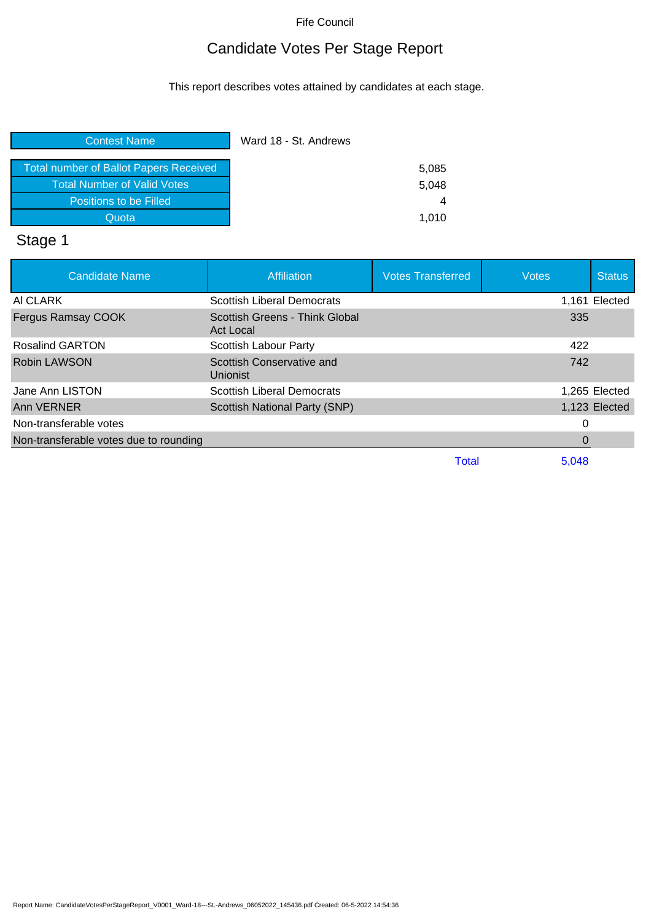Fife Council

# Candidate Votes Per Stage Report

This report describes votes attained by candidates at each stage.

| Contest Name | Ward 18 - St. Andrews |
|---|---|
| Total number of Ballot Papers Received | 5,085 |
| Total Number of Valid Votes | 5,048 |
| Positions to be Filled | 4 |
| Quota | 1,010 |

## Stage 1

| Candidate Name | Affiliation | Votes Transferred | Votes | Status |
|---|---|---|---|---|
| Al CLARK | Scottish Liberal Democrats | | 1,161 | Elected |
| Fergus Ramsay COOK | Scottish Greens - Think Global Act Local | | 335 | |
| Rosalind GARTON | Scottish Labour Party | | 422 | |
| Robin LAWSON | Scottish Conservative and Unionist | | 742 | |
| Jane Ann LISTON | Scottish Liberal Democrats | | 1,265 | Elected |
| Ann VERNER | Scottish National Party (SNP) | | 1,123 | Elected |
| Non-transferable votes | | | 0 | |
| Non-transferable votes due to rounding | | | 0 | |
| | | Total | 5,048 | |

Report Name: CandidateVotesPerStageReport_V0001_Ward-18---St.-Andrews_06052022_145436.pdf Created: 06-5-2022 14:54:36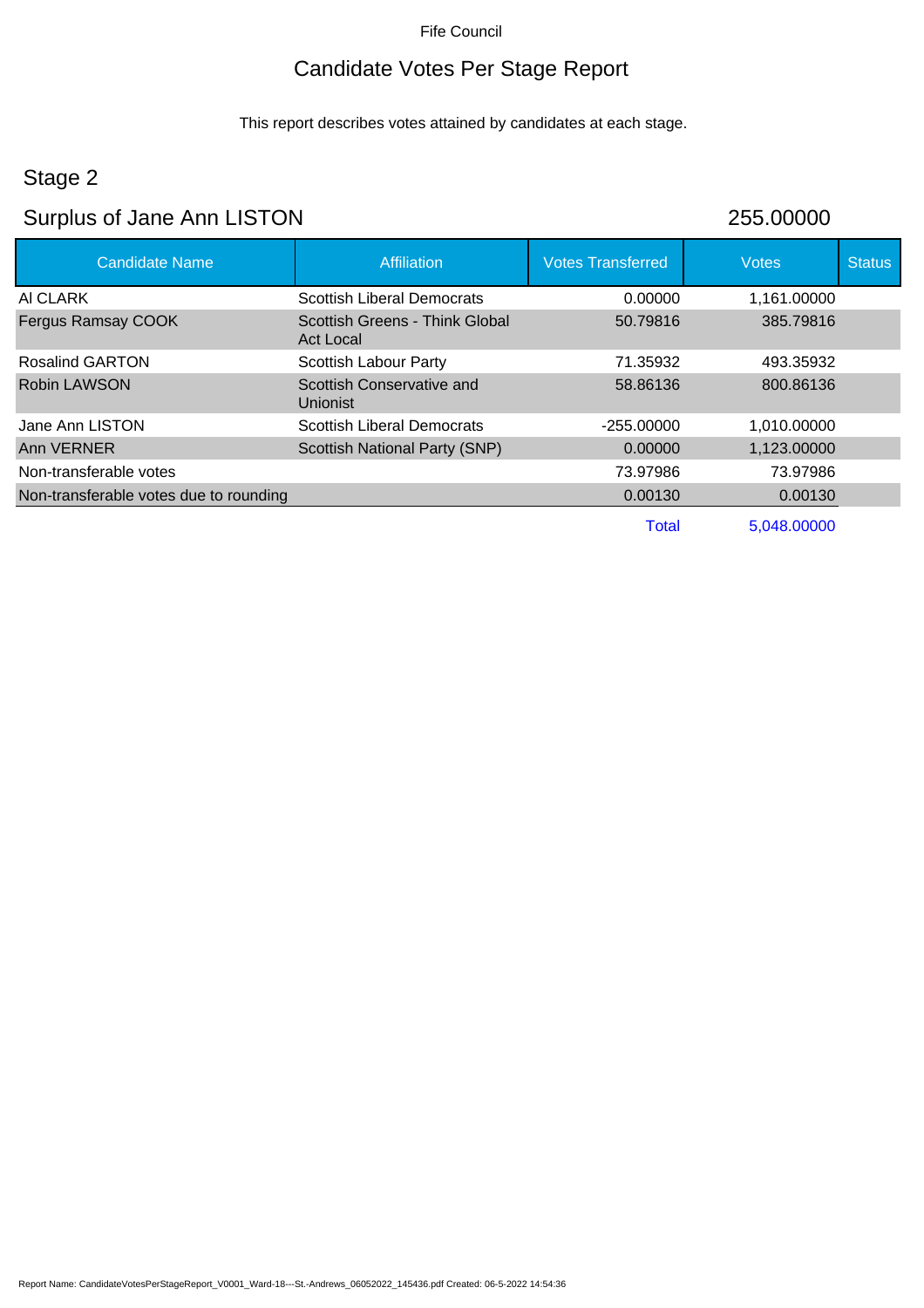Fife Council

# Candidate Votes Per Stage Report

This report describes votes attained by candidates at each stage.

## Stage 2

## Surplus of Jane Ann LISTON 255.00000

| Candidate Name | Affiliation | Votes Transferred | Votes | Status |
|---|---|---|---|---|
| Al CLARK | Scottish Liberal Democrats | 0.00000 | 1,161.00000 | |
| Fergus Ramsay COOK | Scottish Greens - Think Global Act Local | 50.79816 | 385.79816 | |
| Rosalind GARTON | Scottish Labour Party | 71.35932 | 493.35932 | |
| Robin LAWSON | Scottish Conservative and Unionist | 58.86136 | 800.86136 | |
| Jane Ann LISTON | Scottish Liberal Democrats | -255.00000 | 1,010.00000 | |
| Ann VERNER | Scottish National Party (SNP) | 0.00000 | 1,123.00000 | |
| Non-transferable votes | | 73.97986 | 73.97986 | |
| Non-transferable votes due to rounding | | 0.00130 | 0.00130 | |
| | | Total | 5,048.00000 | |

Report Name: CandidateVotesPerStageReport_V0001_Ward-18---St.-Andrews_06052022_145436.pdf Created: 06-5-2022 14:54:36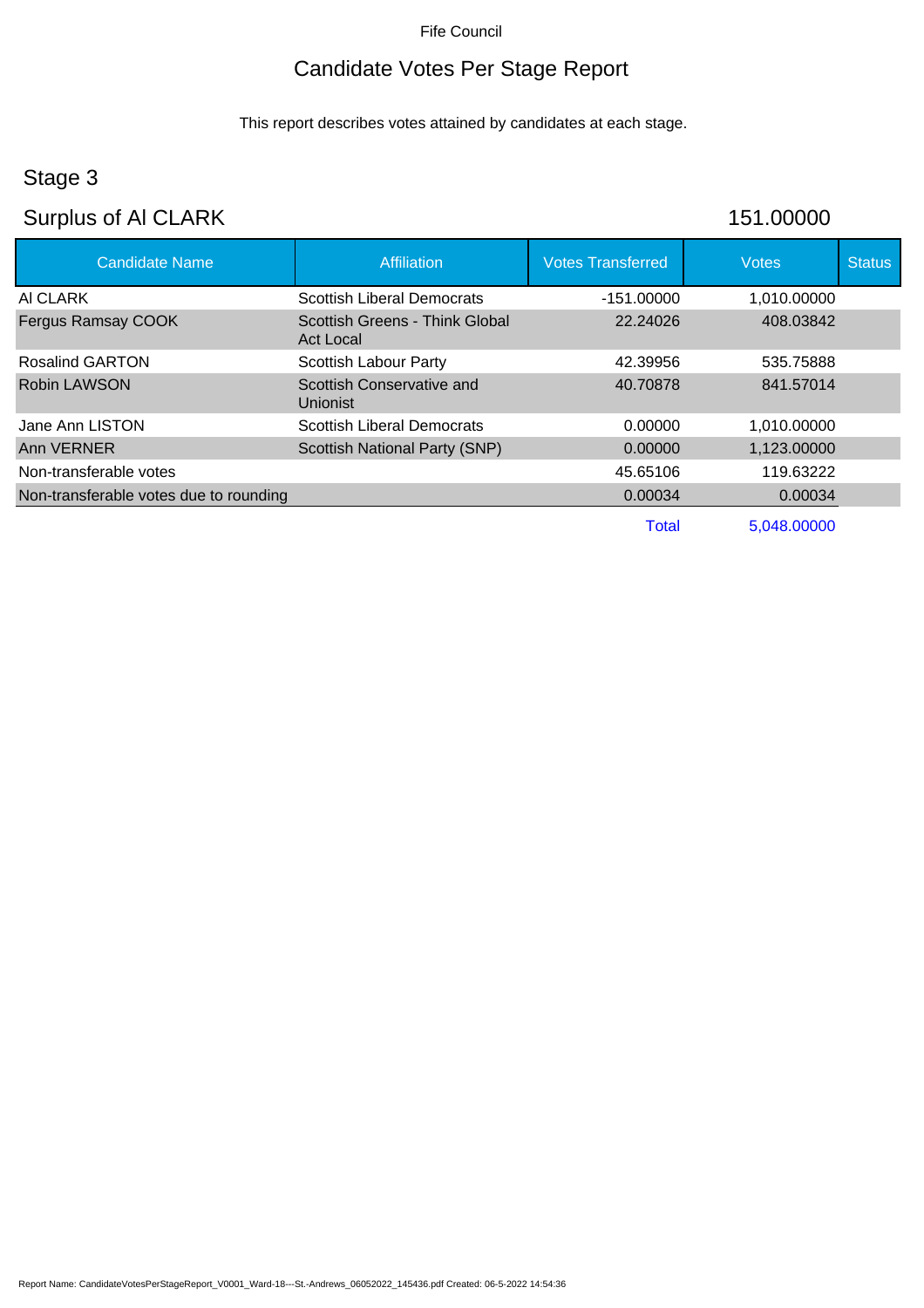Fife Council

# Candidate Votes Per Stage Report

This report describes votes attained by candidates at each stage.

## Stage 3

## Surplus of Al CLARK 151.00000

| Candidate Name | Affiliation | Votes Transferred | Votes | Status |
|---|---|---|---|---|
| Al CLARK | Scottish Liberal Democrats | -151.00000 | 1,010.00000 | |
| Fergus Ramsay COOK | Scottish Greens - Think Global Act Local | 22.24026 | 408.03842 | |
| Rosalind GARTON | Scottish Labour Party | 42.39956 | 535.75888 | |
| Robin LAWSON | Scottish Conservative and Unionist | 40.70878 | 841.57014 | |
| Jane Ann LISTON | Scottish Liberal Democrats | 0.00000 | 1,010.00000 | |
| Ann VERNER | Scottish National Party (SNP) | 0.00000 | 1,123.00000 | |
| Non-transferable votes | | 45.65106 | 119.63222 | |
| Non-transferable votes due to rounding | | 0.00034 | 0.00034 | |
| | | Total | 5,048.00000 | |

Report Name: CandidateVotesPerStageReport_V0001_Ward-18---St.-Andrews_06052022_145436.pdf Created: 06-5-2022 14:54:36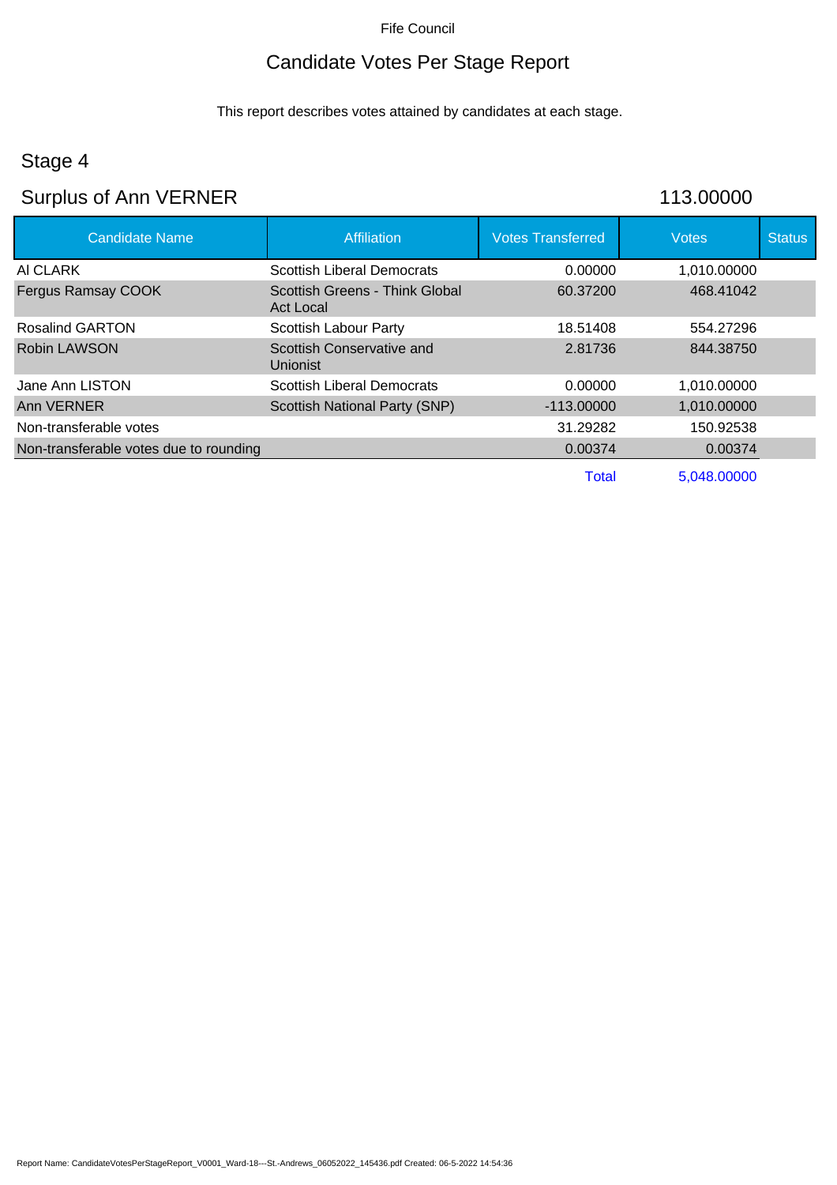Fife Council

# Candidate Votes Per Stage Report

This report describes votes attained by candidates at each stage.

## Stage 4

## Surplus of Ann VERNER 113.00000

| Candidate Name | Affiliation | Votes Transferred | Votes | Status |
|---|---|---|---|---|
| Al CLARK | Scottish Liberal Democrats | 0.00000 | 1,010.00000 | |
| Fergus Ramsay COOK | Scottish Greens - Think Global Act Local | 60.37200 | 468.41042 | |
| Rosalind GARTON | Scottish Labour Party | 18.51408 | 554.27296 | |
| Robin LAWSON | Scottish Conservative and Unionist | 2.81736 | 844.38750 | |
| Jane Ann LISTON | Scottish Liberal Democrats | 0.00000 | 1,010.00000 | |
| Ann VERNER | Scottish National Party (SNP) | -113.00000 | 1,010.00000 | |
| Non-transferable votes | | 31.29282 | 150.92538 | |
| Non-transferable votes due to rounding | | 0.00374 | 0.00374 | |
| | | Total | 5,048.00000 | |

Report Name: CandidateVotesPerStageReport_V0001_Ward-18---St.-Andrews_06052022_145436.pdf Created: 06-5-2022 14:54:36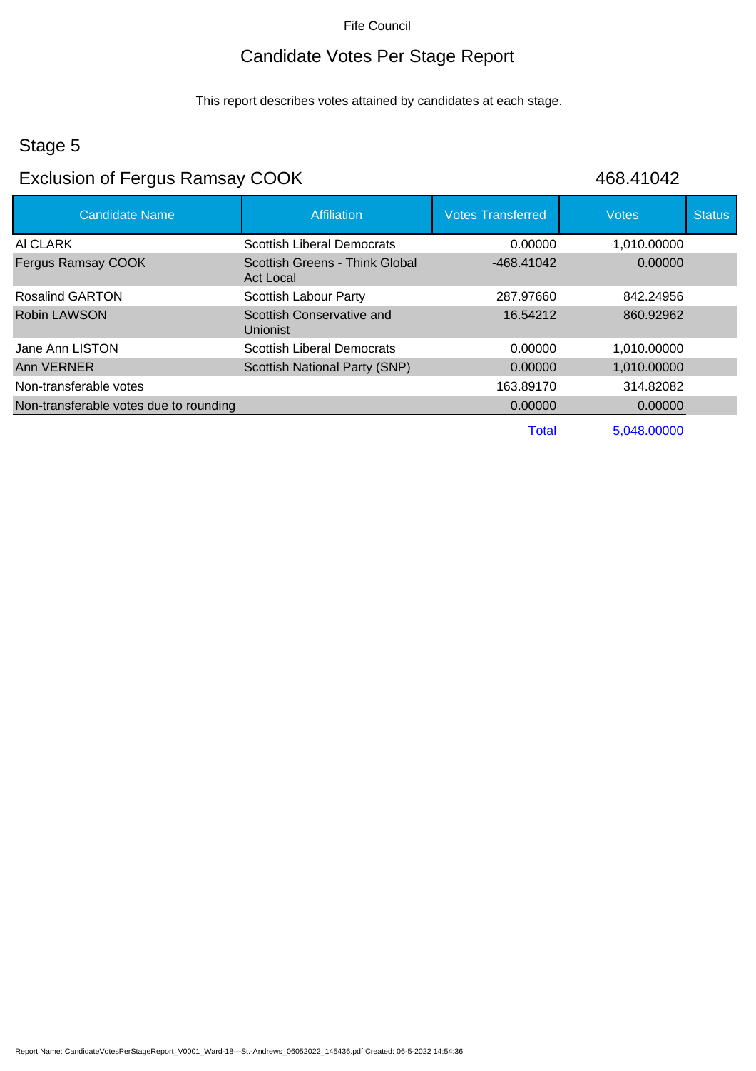Fife Council

# Candidate Votes Per Stage Report

This report describes votes attained by candidates at each stage.

## Stage 5

## Exclusion of Fergus Ramsay COOK 468.41042

| Candidate Name | Affiliation | Votes Transferred | Votes | Status |
|---|---|---|---|---|
| Al CLARK | Scottish Liberal Democrats | 0.00000 | 1,010.00000 | |
| Fergus Ramsay COOK | Scottish Greens - Think Global Act Local | -468.41042 | 0.00000 | |
| Rosalind GARTON | Scottish Labour Party | 287.97660 | 842.24956 | |
| Robin LAWSON | Scottish Conservative and Unionist | 16.54212 | 860.92962 | |
| Jane Ann LISTON | Scottish Liberal Democrats | 0.00000 | 1,010.00000 | |
| Ann VERNER | Scottish National Party (SNP) | 0.00000 | 1,010.00000 | |
| Non-transferable votes | | 163.89170 | 314.82082 | |
| Non-transferable votes due to rounding | | 0.00000 | 0.00000 | |
| | | Total | 5,048.00000 | |

Report Name: CandidateVotesPerStageReport_V0001_Ward-18---St.-Andrews_06052022_145436.pdf Created: 06-5-2022 14:54:36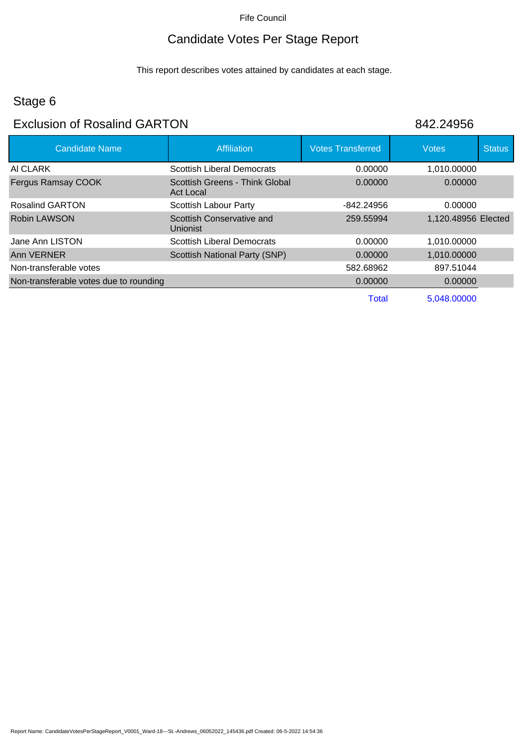Fife Council

# Candidate Votes Per Stage Report

This report describes votes attained by candidates at each stage.

## Stage 6

## Exclusion of Rosalind GARTON

842.24956

| Candidate Name | Affiliation | Votes Transferred | Votes | Status |
|---|---|---|---|---|
| Al CLARK | Scottish Liberal Democrats | 0.00000 | 1,010.00000 | |
| Fergus Ramsay COOK | Scottish Greens - Think Global Act Local | 0.00000 | 0.00000 | |
| Rosalind GARTON | Scottish Labour Party | -842.24956 | 0.00000 | |
| Robin LAWSON | Scottish Conservative and Unionist | 259.55994 | 1,120.48956 | Elected |
| Jane Ann LISTON | Scottish Liberal Democrats | 0.00000 | 1,010.00000 | |
| Ann VERNER | Scottish National Party (SNP) | 0.00000 | 1,010.00000 | |
| Non-transferable votes | | 582.68962 | 897.51044 | |
| Non-transferable votes due to rounding | | 0.00000 | 0.00000 | |
| | | Total | 5,048.00000 | |

Report Name: CandidateVotesPerStageReport_V0001_Ward-18---St.-Andrews_06052022_145436.pdf Created: 06-5-2022 14:54:36